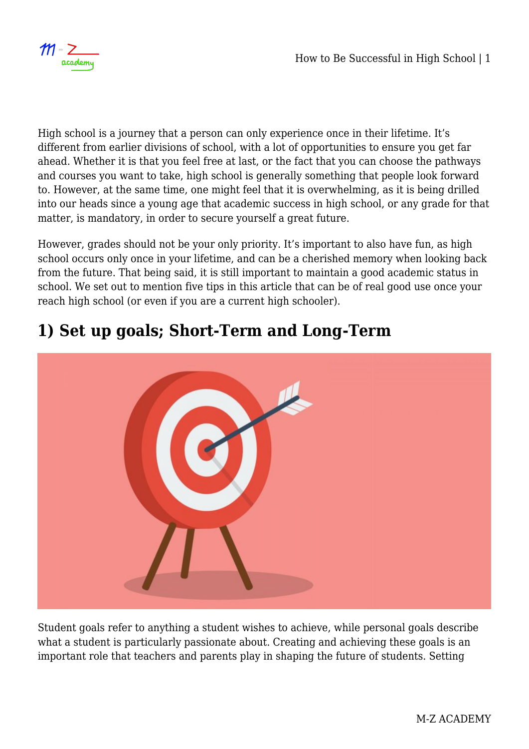High school is a journey that a person can only experience once in their lifetime. It's different from earlier divisions of school, with a lot of opportunities to ensure you get far ahead. Whether it is that you feel free at last, or the fact that you can choose the pathways and courses you want to take, high school is generally something that people look forward to. However, at the same time, one might feel that it is overwhelming, as it is being drilled into our heads since a young age that academic success in high school, or any grade for that matter, is mandatory, in order to secure yourself a great future.

However, grades should not be your only priority. It's important to also have fun, as high school occurs only once in your lifetime, and can be a cherished memory when looking back from the future. That being said, it is still important to maintain a good academic status in school. We set out to mention five tips in this article that can be of real good use once your reach high school (or even if you are a current high schooler).

## 1) Set up goals; Short-Term and Long-Term

Student goals refer to anything a student wishes to achieve, while personal goals describe what a student is particularly passionate about. Creating and achieving these goals is an important role that teachers and parents play in shaping the future of students. Setting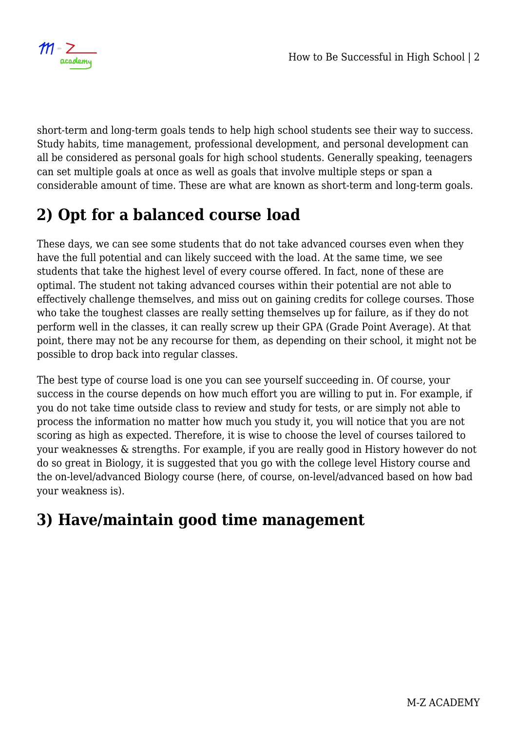short-term and long-term goals tends to help high school students see their way to success. Study habits, time management, professional development, and personal development can all be considered as personal goals for high school students. Generally speaking, teenagers can set multiple goals at once as well as goals that involve multiple steps or span a considerable amount of time. These are what are known as short-term and long-term goals.

## 2) Opt for a balanced course load

These days, we can see some students that do not take advanced courses even when they have the full potential and can likely succeed with the load. At the same time, we see students that take the highest level of every course offered. In fact, none of these are optimal. The student not taking advanced courses within their potential are not able to effectively challenge themselves, and miss out on gaining credits for college courses. Those who take the toughest classes are really setting themselves up for failure, as if they do not perform well in the classes, it can really screw up their GPA (Grade Point Average). At that point, there may not be any recourse for them, as depending on their school, it might not be possible to drop back into regular classes.

The best type of course load is one you can see yourself succeeding in. Of course, your success in the course depends on how much effort you are willing to put in. For example, if you do not take time outside class to review and study for tests, or are simply not able to process the information no matter how much you study it, you will notice that you are not scoring as high as expected. Therefore, it is wise to choose the level of courses tailored to your weaknesses & strengths. For example, if you are really good in History however do not do so great in Biology, it is suggested that you go with the college level History course and the on-level/advanced Biology course (here, of course, on-level/advanced based on how bad your weakness is).

## 3) Have/maintain good time management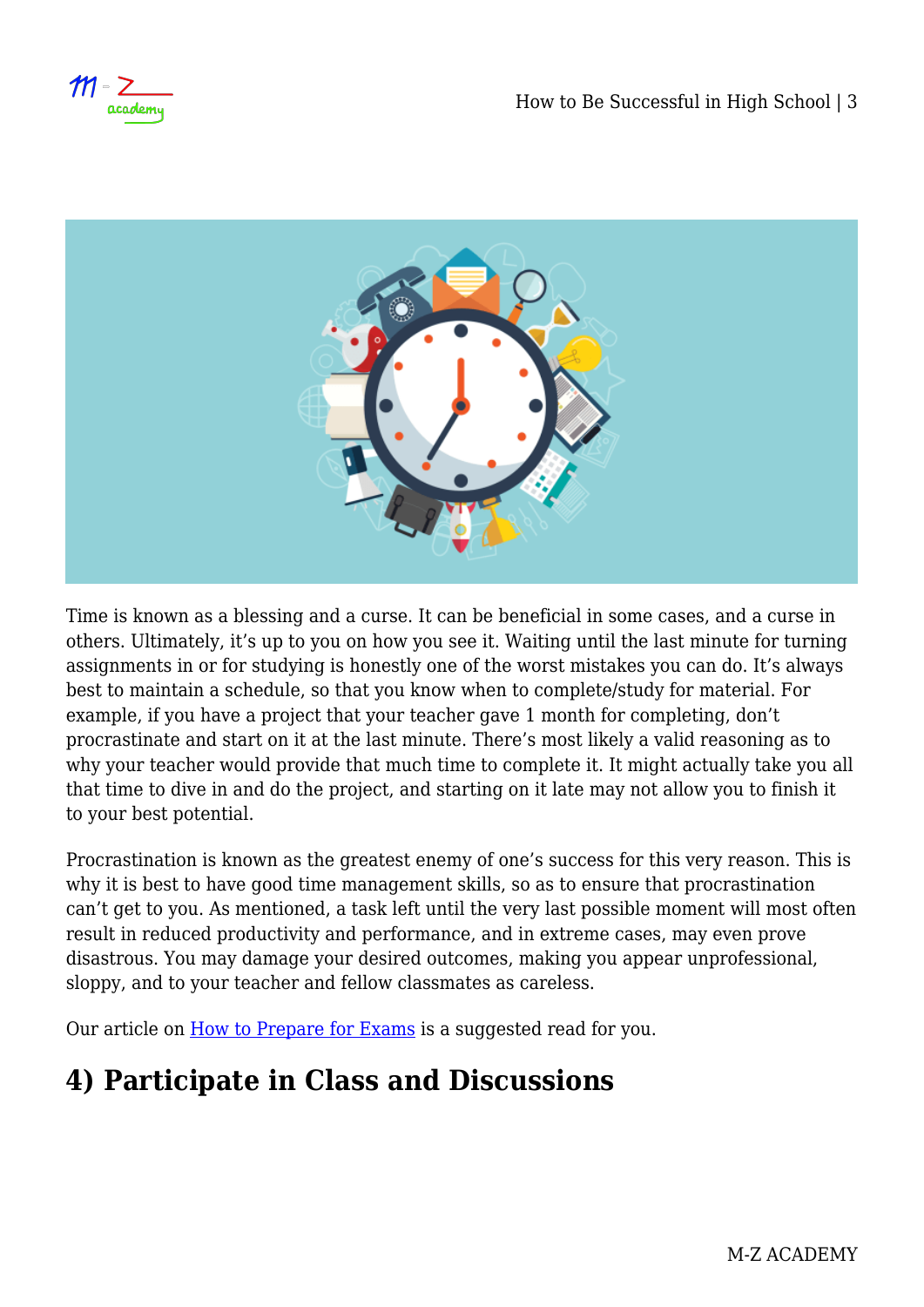Time is known as a blessing and a curse. It can be beneficial in some cases, and a curse in others. Ultimately, it's up to you on how you see it. Waiting until the last minute for turning assignments in or for studying is honestly one of the worst mistakes you can do. It's always best to maintain a schedule, so that you know when to complete/study for material. For example, if you have a project that your teacher gave 1 month for completing, don't procrastinate and start on it at the last minute. There's most likely a valid reasoning as to why your teacher would provide that much time to complete it. It might actually take you all that time to dive in and do the project, and starting on it late may not allow you to finish it to your best potential.

Procrastination is known as the greatest enemy of one's success for this very reason. This is why it is best to have good time management skills, so as to ensure that procrastination can't get to you. As mentioned, a task left until the very last possible moment will most often result in reduced productivity and performance, and in extreme cases, may even prove disastrous. You may damage your desired outcomes, making you appear unprofessional, sloppy, and to your teacher and fellow classmates as careless.

Our article on How to Prepare for Exams is a suggested read for you.

## 4) Participate in Class and Discussions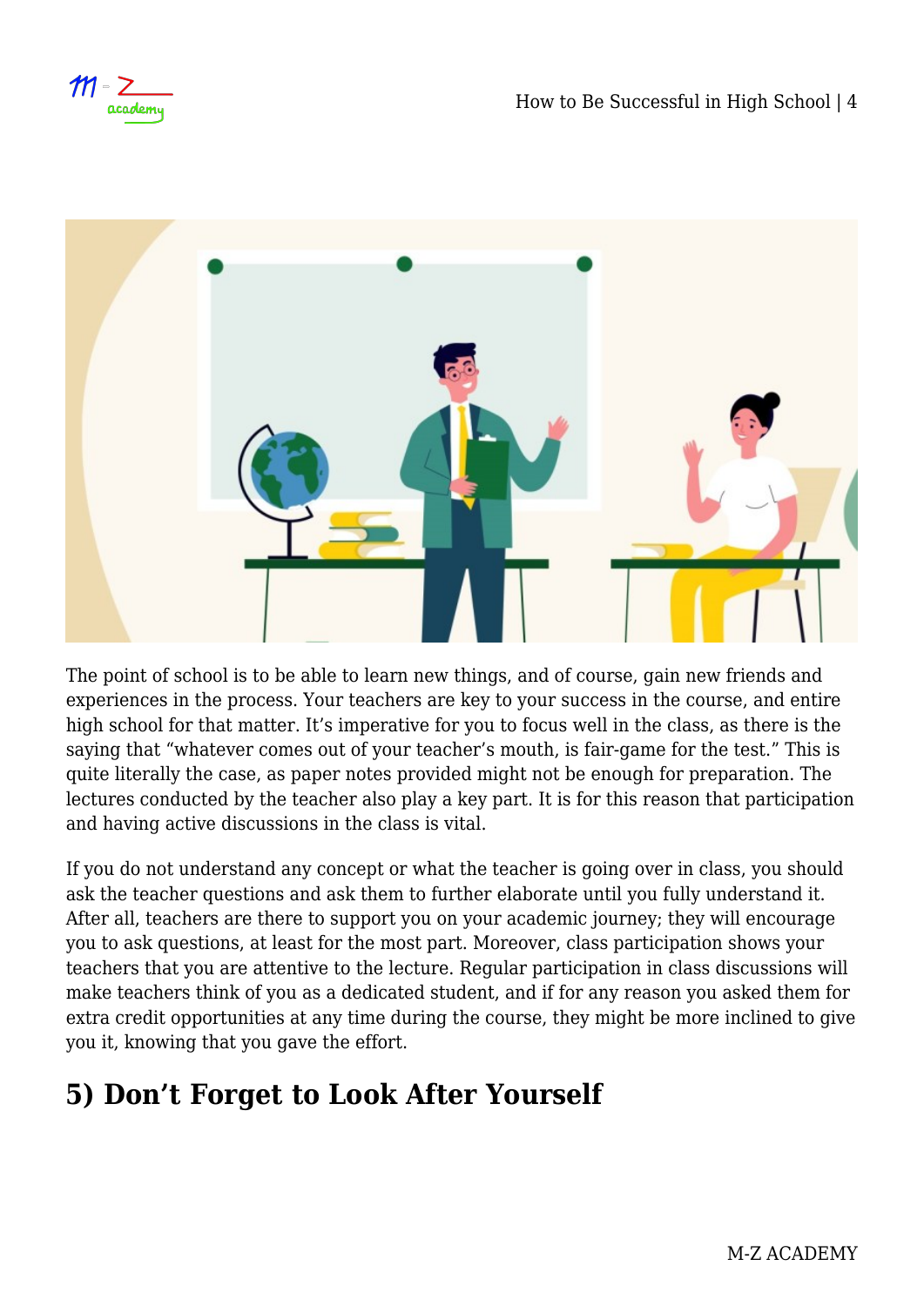The point of school is to be able to learn new things, and of course, gain new friends and experiences in the process. Your teachers are key to your success in the course, and entire high school for that matter. It's imperative for you to focus well in the class, as there is the saying that "whatever comes out of your teacher's mouth, is fair-game for the test." This is quite literally the case, as paper notes provided might not be enough for preparation. The lectures conducted by the teacher also play a key part. It is for this reason that participation and having active discussions in the class is vital.

If you do not understand any concept or what the teacher is going over in class, you should ask the teacher questions and ask them to further elaborate until you fully understand it. After all, teachers are there to support you on your academic journey; they will encourage you to ask questions, at least for the most part. Moreover, class participation shows your teachers that you are attentive to the lecture. Regular participation in class discussions will make teachers think of you as a dedicated student, and if for any reason you asked them for extra credit opportunities at any time during the course, they might be more inclined to give you it, knowing that you gave the effort.

## 5) Don't Forget to Look After Yourself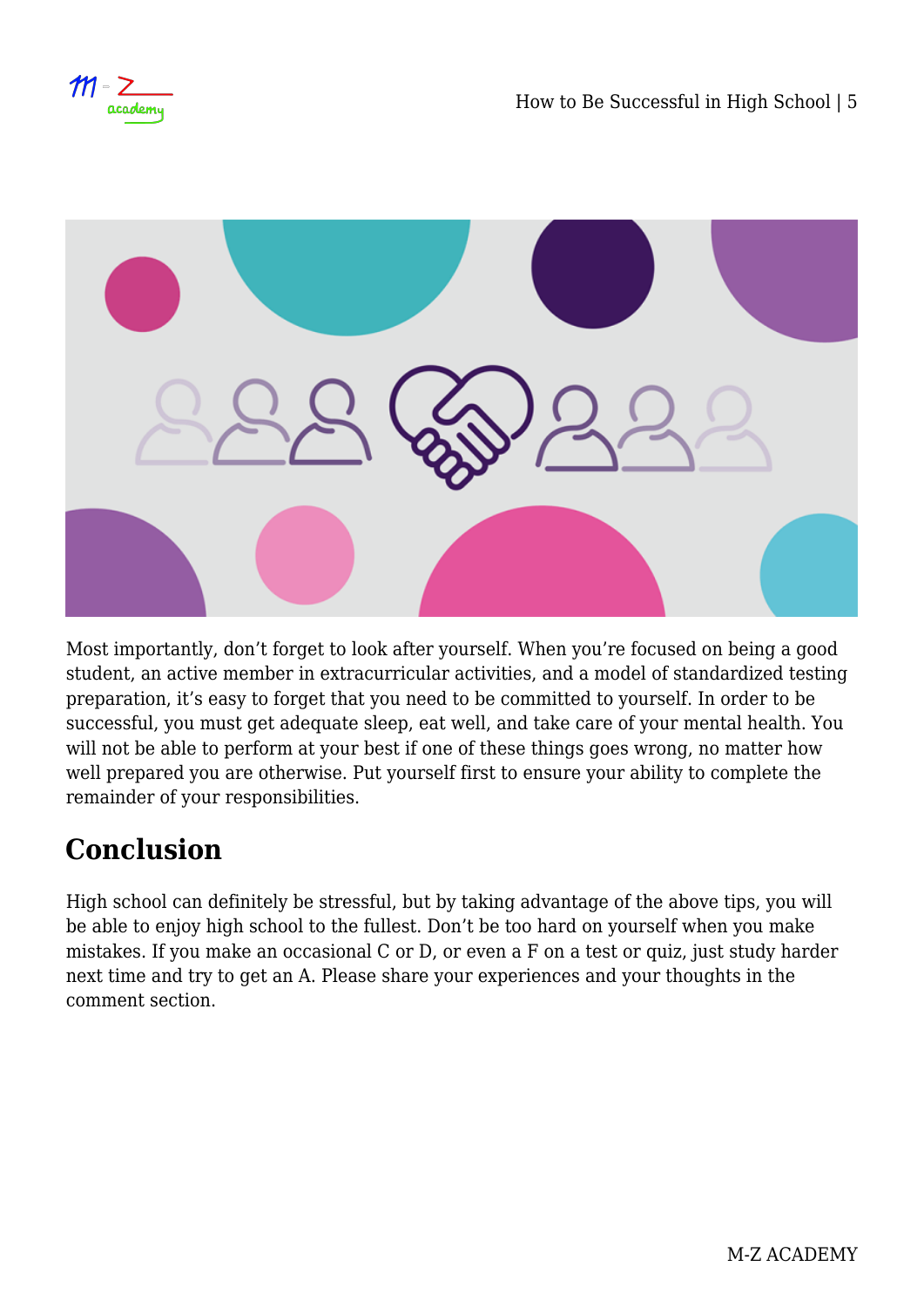Most importantly, don't forget to look after yourself. When you're focused on being a good student, an active member in extracurricular activities, and a model of standardized testing preparation, it's easy to forget that you need to be committed to yourself. In order to be successful, you must get adequate sleep, eat well, and take care of your mental health. You will not be able to perform at your best if one of these things goes wrong, no matter how well prepared you are otherwise. Put yourself first to ensure your ability to complete the remainder of your responsibilities.

## Conclusion

High school can definitely be stressful, but by taking advantage of the above tips, you will be able to enjoy high school to the fullest. Don't be too hard on yourself when you make mistakes. If you make an occasional C or D, or even a F on a test or quiz, just study harder next time and try to get an A. Please share your experiences and your thoughts in the comment section.